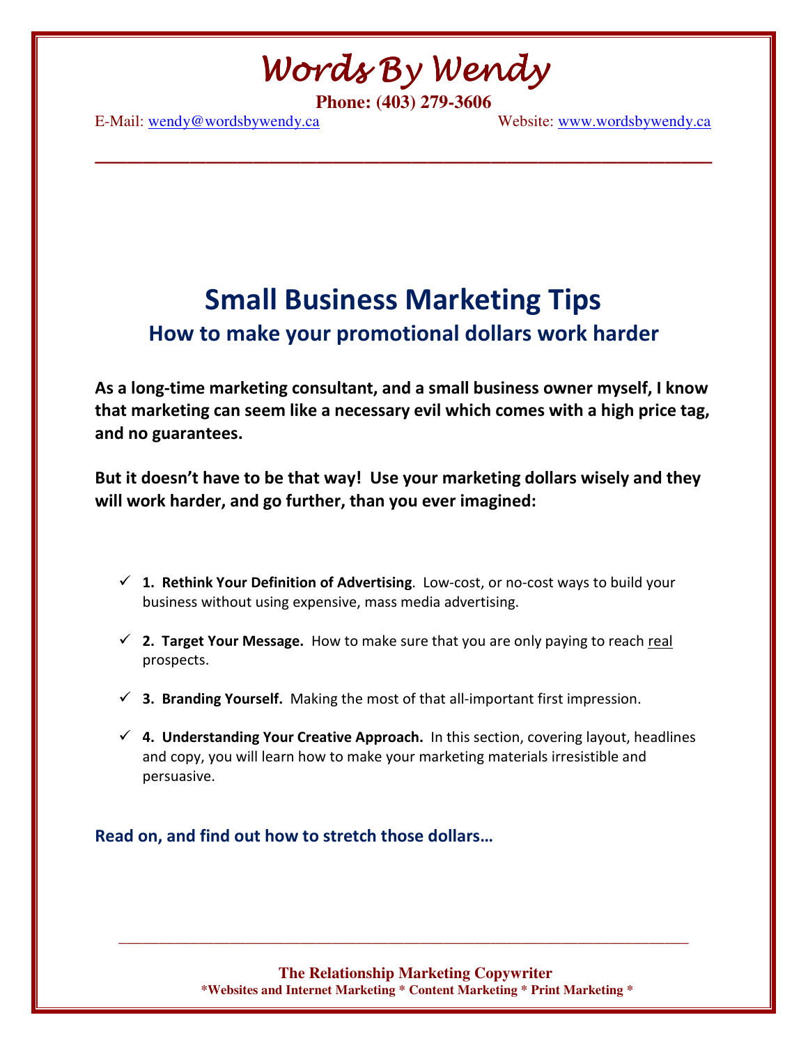# Words By Wendy

**Phone: (403) 279-3606**

E-Mail: wendy@wordsbywendy.ca Website: www.wordsbywendy.ca

---

# Small Business Marketing Tips

## How to make your promotional dollars work harder

**As a long-time marketing consultant, and a small business owner myself, I know that marketing can seem like a necessary evil which comes with a high price tag, and no guarantees.**

**But it doesn't have to be that way! Use your marketing dollars wisely and they will work harder, and go further, than you ever imagined:**

- ✓ **1. Rethink Your Definition of Advertising**. Low-cost, or no-cost ways to build your business without using expensive, mass media advertising.
- ✓ **2. Target Your Message.** How to make sure that you are only paying to reach real prospects.
- ✓ **3. Branding Yourself.** Making the most of that all-important first impression.
- ✓ **4. Understanding Your Creative Approach.** In this section, covering layout, headlines and copy, you will learn how to make your marketing materials irresistible and persuasive.

**Read on, and find out how to stretch those dollars…**

---

**The Relationship Marketing Copywriter**
**\*Websites and Internet Marketing \* Content Marketing \* Print Marketing \***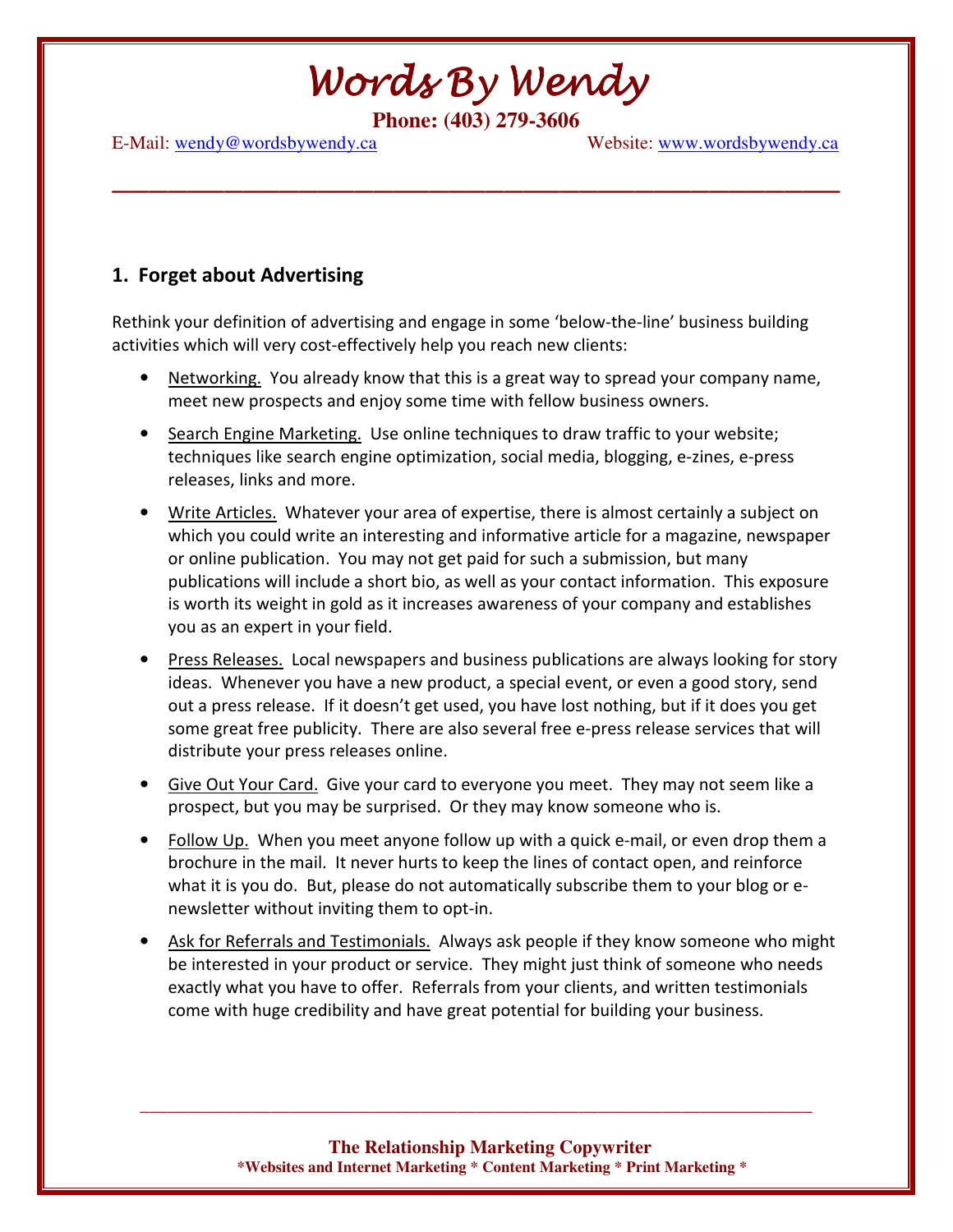## 1. Forget about Advertising

Rethink your definition of advertising and engage in some 'below-the-line' business building activities which will very cost-effectively help you reach new clients:

- Networking. You already know that this is a great way to spread your company name, meet new prospects and enjoy some time with fellow business owners.
- Search Engine Marketing. Use online techniques to draw traffic to your website; techniques like search engine optimization, social media, blogging, e-zines, e-press releases, links and more.
- Write Articles. Whatever your area of expertise, there is almost certainly a subject on which you could write an interesting and informative article for a magazine, newspaper or online publication. You may not get paid for such a submission, but many publications will include a short bio, as well as your contact information. This exposure is worth its weight in gold as it increases awareness of your company and establishes you as an expert in your field.
- Press Releases. Local newspapers and business publications are always looking for story ideas. Whenever you have a new product, a special event, or even a good story, send out a press release. If it doesn't get used, you have lost nothing, but if it does you get some great free publicity. There are also several free e-press release services that will distribute your press releases online.
- Give Out Your Card. Give your card to everyone you meet. They may not seem like a prospect, but you may be surprised. Or they may know someone who is.
- Follow Up. When you meet anyone follow up with a quick e-mail, or even drop them a brochure in the mail. It never hurts to keep the lines of contact open, and reinforce what it is you do. But, please do not automatically subscribe them to your blog or e-newsletter without inviting them to opt-in.
- Ask for Referrals and Testimonials. Always ask people if they know someone who might be interested in your product or service. They might just think of someone who needs exactly what you have to offer. Referrals from your clients, and written testimonials come with huge credibility and have great potential for building your business.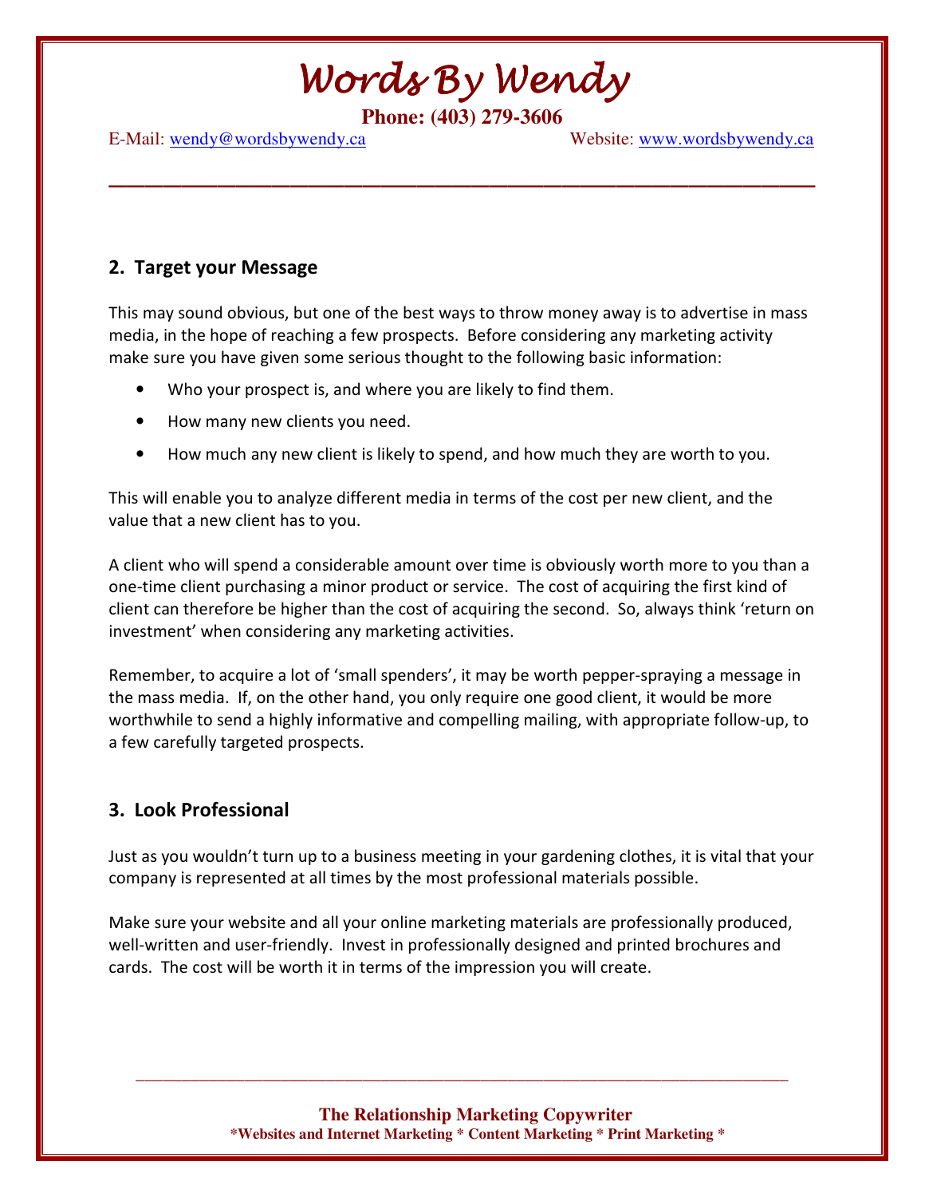## 2. Target your Message

This may sound obvious, but one of the best ways to throw money away is to advertise in mass media, in the hope of reaching a few prospects. Before considering any marketing activity make sure you have given some serious thought to the following basic information:

- Who your prospect is, and where you are likely to find them.
- How many new clients you need.
- How much any new client is likely to spend, and how much they are worth to you.

This will enable you to analyze different media in terms of the cost per new client, and the value that a new client has to you.

A client who will spend a considerable amount over time is obviously worth more to you than a one-time client purchasing a minor product or service. The cost of acquiring the first kind of client can therefore be higher than the cost of acquiring the second. So, always think 'return on investment' when considering any marketing activities.

Remember, to acquire a lot of 'small spenders', it may be worth pepper-spraying a message in the mass media. If, on the other hand, you only require one good client, it would be more worthwhile to send a highly informative and compelling mailing, with appropriate follow-up, to a few carefully targeted prospects.

## 3. Look Professional

Just as you wouldn't turn up to a business meeting in your gardening clothes, it is vital that your company is represented at all times by the most professional materials possible.

Make sure your website and all your online marketing materials are professionally produced, well-written and user-friendly. Invest in professionally designed and printed brochures and cards. The cost will be worth it in terms of the impression you will create.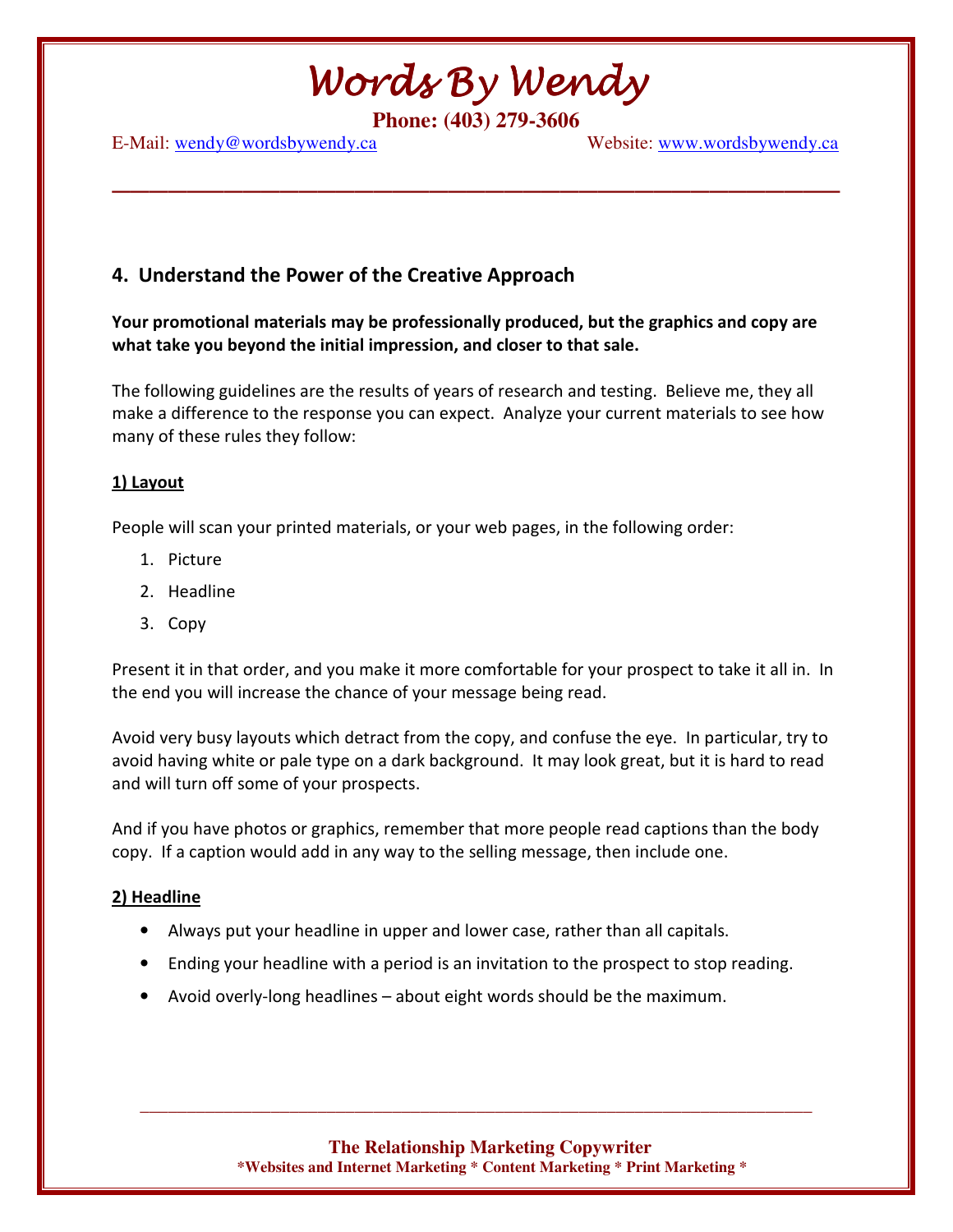## 4. Understand the Power of the Creative Approach

**Your promotional materials may be professionally produced, but the graphics and copy are what take you beyond the initial impression, and closer to that sale.**

The following guidelines are the results of years of research and testing. Believe me, they all make a difference to the response you can expect. Analyze your current materials to see how many of these rules they follow:

### 1) Layout

People will scan your printed materials, or your web pages, in the following order:

1. Picture
2. Headline
3. Copy

Present it in that order, and you make it more comfortable for your prospect to take it all in. In the end you will increase the chance of your message being read.

Avoid very busy layouts which detract from the copy, and confuse the eye. In particular, try to avoid having white or pale type on a dark background. It may look great, but it is hard to read and will turn off some of your prospects.

And if you have photos or graphics, remember that more people read captions than the body copy. If a caption would add in any way to the selling message, then include one.

### 2) Headline

- Always put your headline in upper and lower case, rather than all capitals.
- Ending your headline with a period is an invitation to the prospect to stop reading.
- Avoid overly-long headlines – about eight words should be the maximum.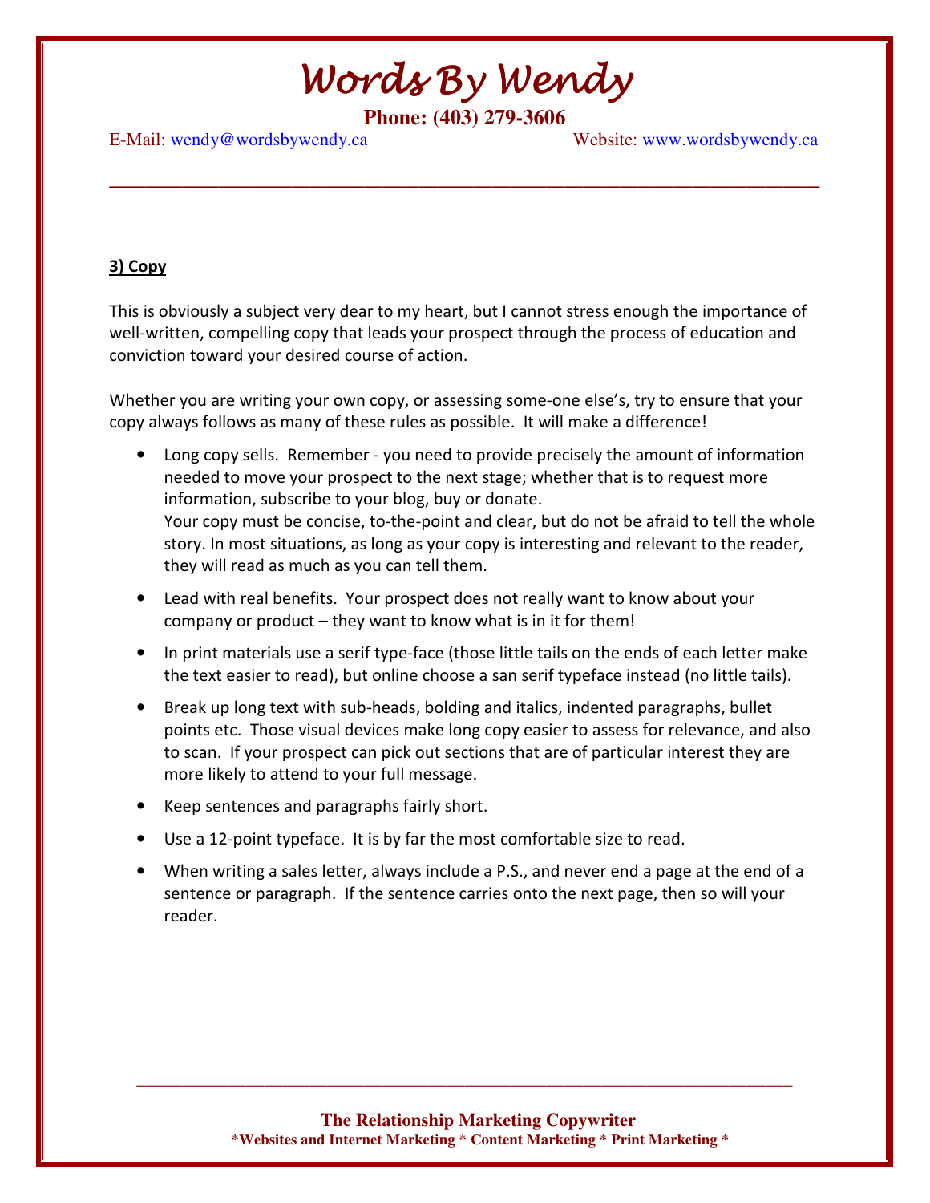### 3) Copy

This is obviously a subject very dear to my heart, but I cannot stress enough the importance of well-written, compelling copy that leads your prospect through the process of education and conviction toward your desired course of action.

Whether you are writing your own copy, or assessing some-one else's, try to ensure that your copy always follows as many of these rules as possible. It will make a difference!

- Long copy sells. Remember - you need to provide precisely the amount of information needed to move your prospect to the next stage; whether that is to request more information, subscribe to your blog, buy or donate.
  Your copy must be concise, to-the-point and clear, but do not be afraid to tell the whole story. In most situations, as long as your copy is interesting and relevant to the reader, they will read as much as you can tell them.
- Lead with real benefits. Your prospect does not really want to know about your company or product – they want to know what is in it for them!
- In print materials use a serif type-face (those little tails on the ends of each letter make the text easier to read), but online choose a san serif typeface instead (no little tails).
- Break up long text with sub-heads, bolding and italics, indented paragraphs, bullet points etc. Those visual devices make long copy easier to assess for relevance, and also to scan. If your prospect can pick out sections that are of particular interest they are more likely to attend to your full message.
- Keep sentences and paragraphs fairly short.
- Use a 12-point typeface. It is by far the most comfortable size to read.
- When writing a sales letter, always include a P.S., and never end a page at the end of a sentence or paragraph. If the sentence carries onto the next page, then so will your reader.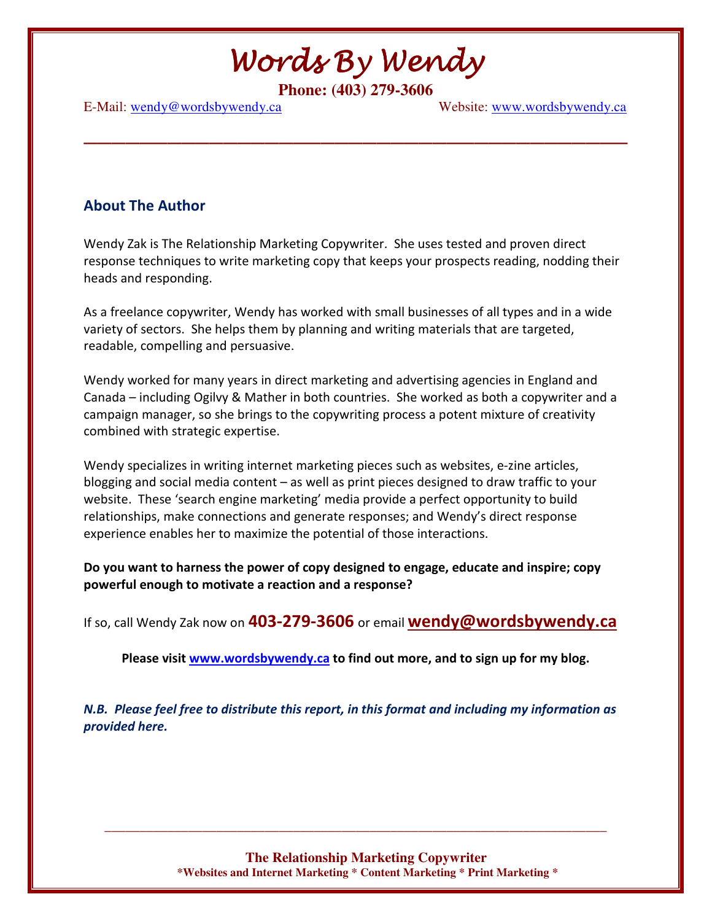# Words By Wendy

**Phone: (403) 279-3606**

E-Mail: wendy@wordsbywendy.ca Website: www.wordsbywendy.ca

---

## About The Author

Wendy Zak is The Relationship Marketing Copywriter. She uses tested and proven direct response techniques to write marketing copy that keeps your prospects reading, nodding their heads and responding.

As a freelance copywriter, Wendy has worked with small businesses of all types and in a wide variety of sectors. She helps them by planning and writing materials that are targeted, readable, compelling and persuasive.

Wendy worked for many years in direct marketing and advertising agencies in England and Canada – including Ogilvy & Mather in both countries. She worked as both a copywriter and a campaign manager, so she brings to the copywriting process a potent mixture of creativity combined with strategic expertise.

Wendy specializes in writing internet marketing pieces such as websites, e-zine articles, blogging and social media content – as well as print pieces designed to draw traffic to your website. These 'search engine marketing' media provide a perfect opportunity to build relationships, make connections and generate responses; and Wendy's direct response experience enables her to maximize the potential of those interactions.

**Do you want to harness the power of copy designed to engage, educate and inspire; copy powerful enough to motivate a reaction and a response?**

If so, call Wendy Zak now on **403-279-3606** or email **wendy@wordsbywendy.ca**

**Please visit www.wordsbywendy.ca to find out more, and to sign up for my blog.**

***N.B. Please feel free to distribute this report, in this format and including my information as provided here.***

---

**The Relationship Marketing Copywriter**

**\*Websites and Internet Marketing \* Content Marketing \* Print Marketing \***